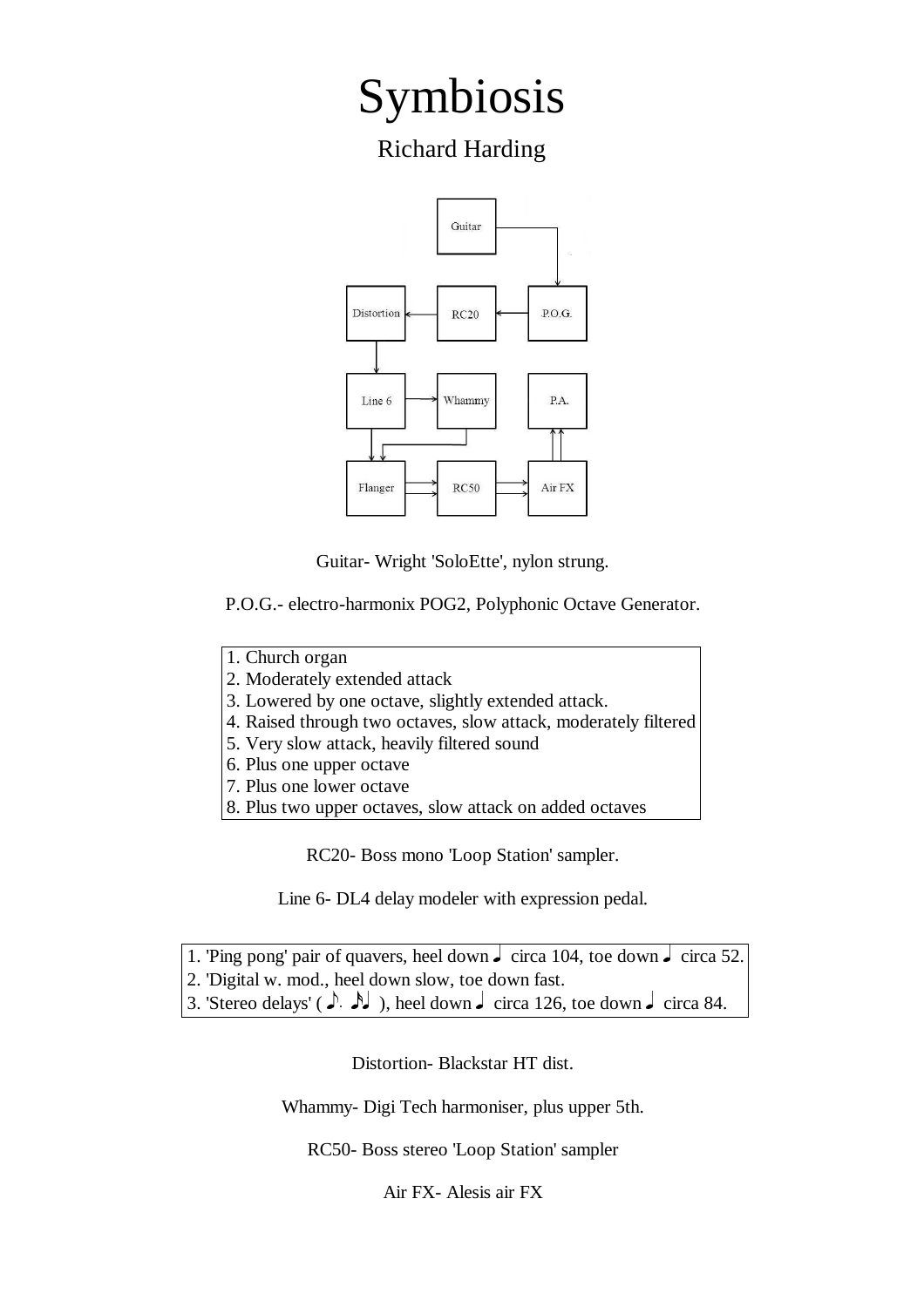# Symbiosis

Richard Harding

Guitar- Wright 'SoloEtte', nylon strung.

P.O.G.- electro-harmonix POG2, Polyphonic Octave Generator.

1. Church organ
2. Moderately extended attack
3. Lowered by one octave, slightly extended attack.
4. Raised through two octaves, slow attack, moderately filtered
5. Very slow attack, heavily filtered sound
6. Plus one upper octave
7. Plus one lower octave
8. Plus two upper octaves, slow attack on added octaves

RC20- Boss mono 'Loop Station' sampler.

Line 6- DL4 delay modeler with expression pedal.

1. 'Ping pong' pair of quavers, heel down ♩ circa 104, toe down ♩ circa 52.
2. 'Digital w. mod., heel down slow, toe down fast.
3. 'Stereo delays' ( ♪. ♬ ), heel down ♩ circa 126, toe down ♩ circa 84.

Distortion- Blackstar HT dist.

Whammy- Digi Tech harmoniser, plus upper 5th.

RC50- Boss stereo 'Loop Station' sampler

Air FX- Alesis air FX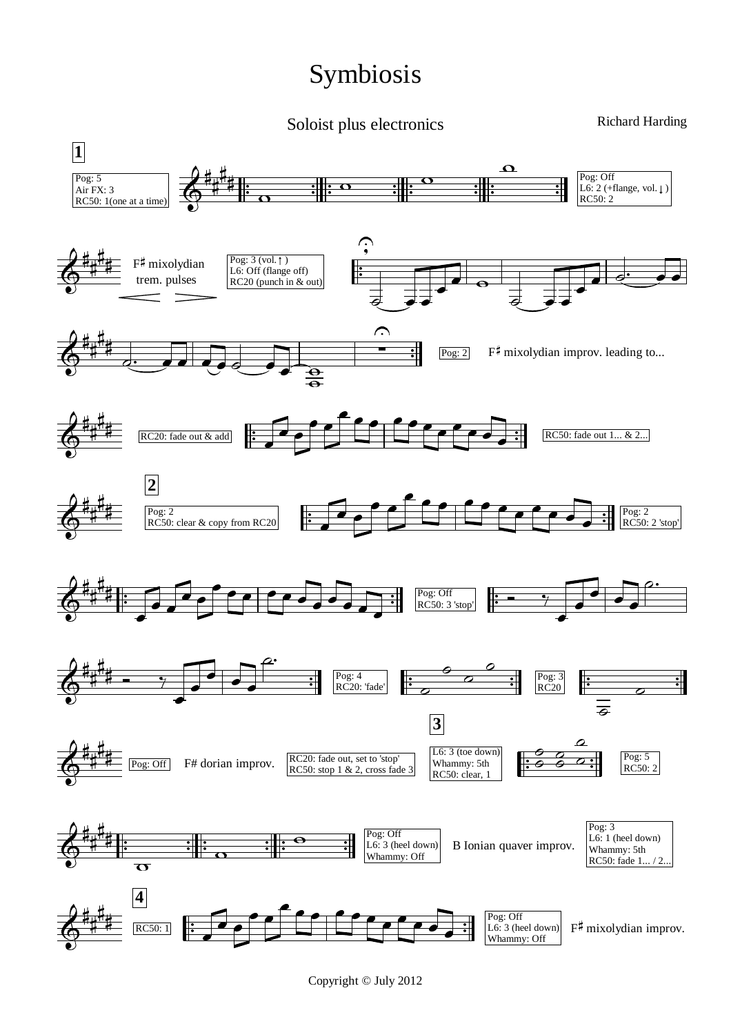# Symbiosis

Soloist plus electronics

Richard Harding

**1**

Pog: 5
Air FX: 3
RC50: 1(one at a time)

Pog: Off
L6: 2 (+flange, vol.↓)
RC50: 2

F♯ mixolydian trem. pulses

Pog: 3 (vol.↑)
L6: Off (flange off)
RC20 (punch in & out)

Pog: 2

F♯ mixolydian improv. leading to...

RC20: fade out & add

RC50: fade out 1... & 2...

**2**

Pog: 2
RC50: clear & copy from RC20

Pog: 2
RC50: 2 'stop'

Pog: Off
RC50: 3 'stop'

Pog: 4
RC20: 'fade'

Pog: 3
RC20

**3**

Pog: Off

F# dorian improv.

RC20: fade out, set to 'stop'
RC50: stop 1 & 2, cross fade 3

L6: 3 (toe down)
Whammy: 5th
RC50: clear, 1

Pog: 5
RC50: 2

Pog: Off
L6: 3 (heel down)
Whammy: Off

B Ionian quaver improv.

Pog: 3
L6: 1 (heel down)
Whammy: 5th
RC50: fade 1... / 2...

**4**

RC50: 1

Pog: Off
L6: 3 (heel down)
Whammy: Off

F♯ mixolydian improv.

Copyright © July 2012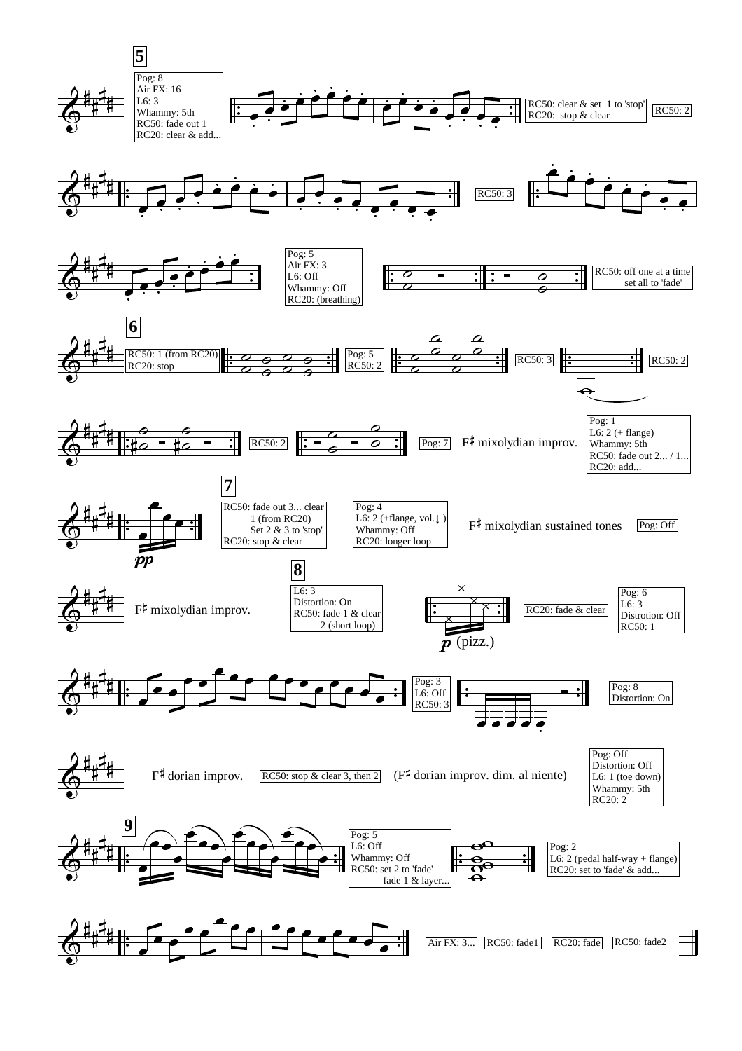**5**

Pog: 8
Air FX: 16
L6: 3
Whammy: 5th
RC50: fade out 1
RC20: clear & add...

RC50: clear & set 1 to 'stop'
RC20: stop & clear

RC50: 2

RC50: 3

Pog: 5
Air FX: 3
L6: Off
Whammy: Off
RC20: (breathing)

RC50: off one at a time
set all to 'fade'

**6**

RC50: 1 (from RC20)
RC20: stop

Pog: 5
RC50: 2

RC50: 3

RC50: 2

RC50: 2

Pog: 7

F♯ mixolydian improv.

Pog: 1
L6: 2 (+ flange)
Whammy: 5th
RC50: fade out 2... / 1...
RC20: add...

**7**

*pp*

RC50: fade out 3... clear
1 (from RC20)
Set 2 & 3 to 'stop'
RC20: stop & clear

Pog: 4
L6: 2 (+flange, vol.↓)
Whammy: Off
RC20: longer loop

F♯ mixolydian sustained tones

Pog: Off

**8**

F♯ mixolydian improv.

L6: 3
Distortion: On
RC50: fade 1 & clear
2 (short loop)

*p* (pizz.)

RC20: fade & clear

Pog: 6
L6: 3
Distrotion: Off
RC50: 1

Pog: 3
L6: Off
RC50: 3

Pog: 8
Distortion: On

F♯ dorian improv.

RC50: stop & clear 3, then 2

(F♯ dorian improv. dim. al niente)

Pog: Off
Distortion: Off
L6: 1 (toe down)
Whammy: 5th
RC20: 2

**9**

Pog: 5
L6: Off
Whammy: Off
RC50: set 2 to 'fade'
fade 1 & layer...

Pog: 2
L6: 2 (pedal half-way + flange)
RC20: set to 'fade' & add...

Air FX: 3...

RC50: fade1

RC20: fade

RC50: fade2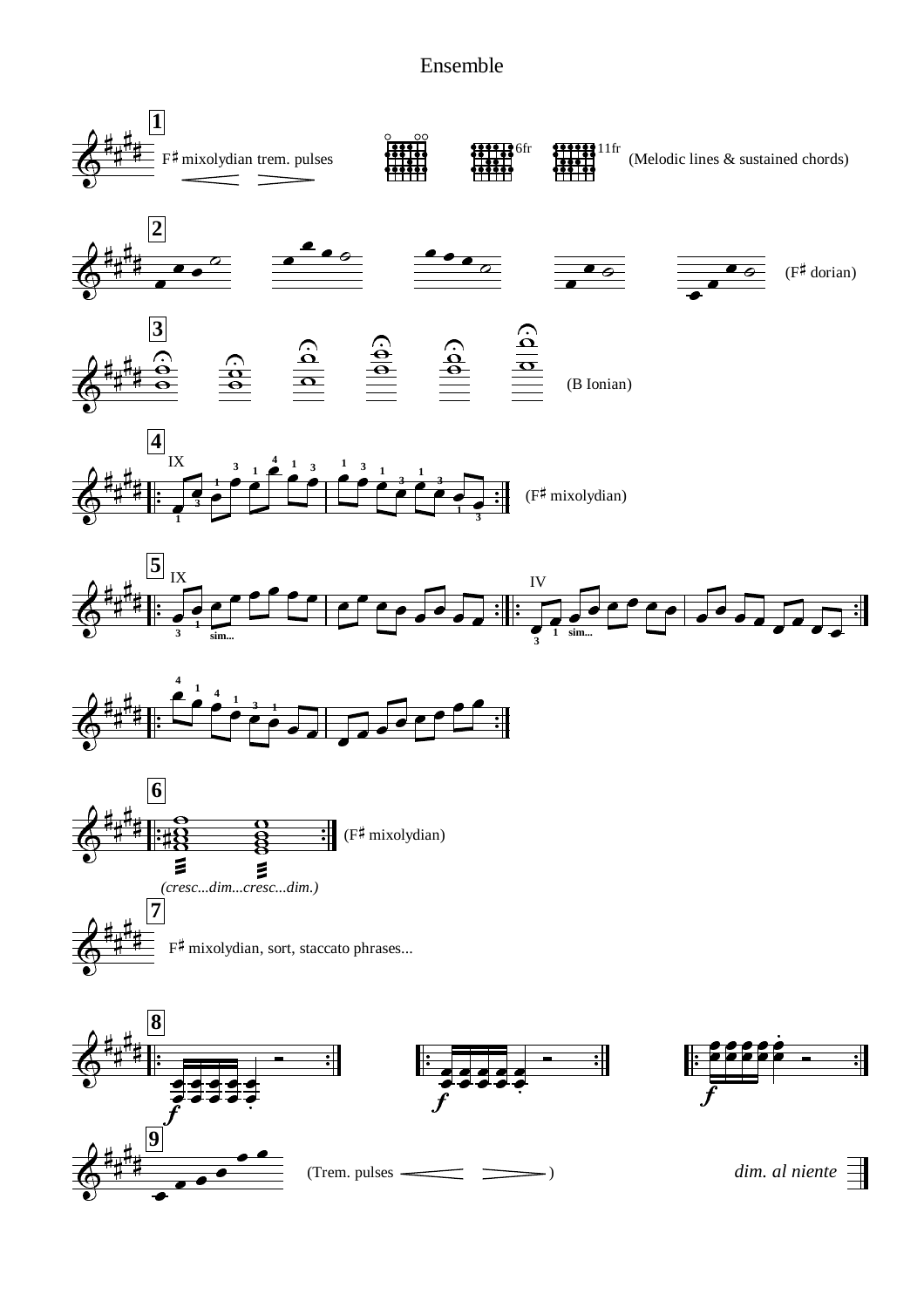Ensemble

**1**

F♯ mixolydian trem. pulses

6fr

11fr

(Melodic lines & sustained chords)

**2**

(F♯ dorian)

**3**

(B Ionian)

**4**

IX

(F♯ mixolydian)

**5**

IX

sim...

IV

sim...

**6**

(F♯ mixolydian)

*(cresc...dim...cresc...dim.)*

**7**

F♯ mixolydian, sort, staccato phrases...

**8**

*f*

*f*

*f*

**9**

(Trem. pulses )

*dim. al niente*